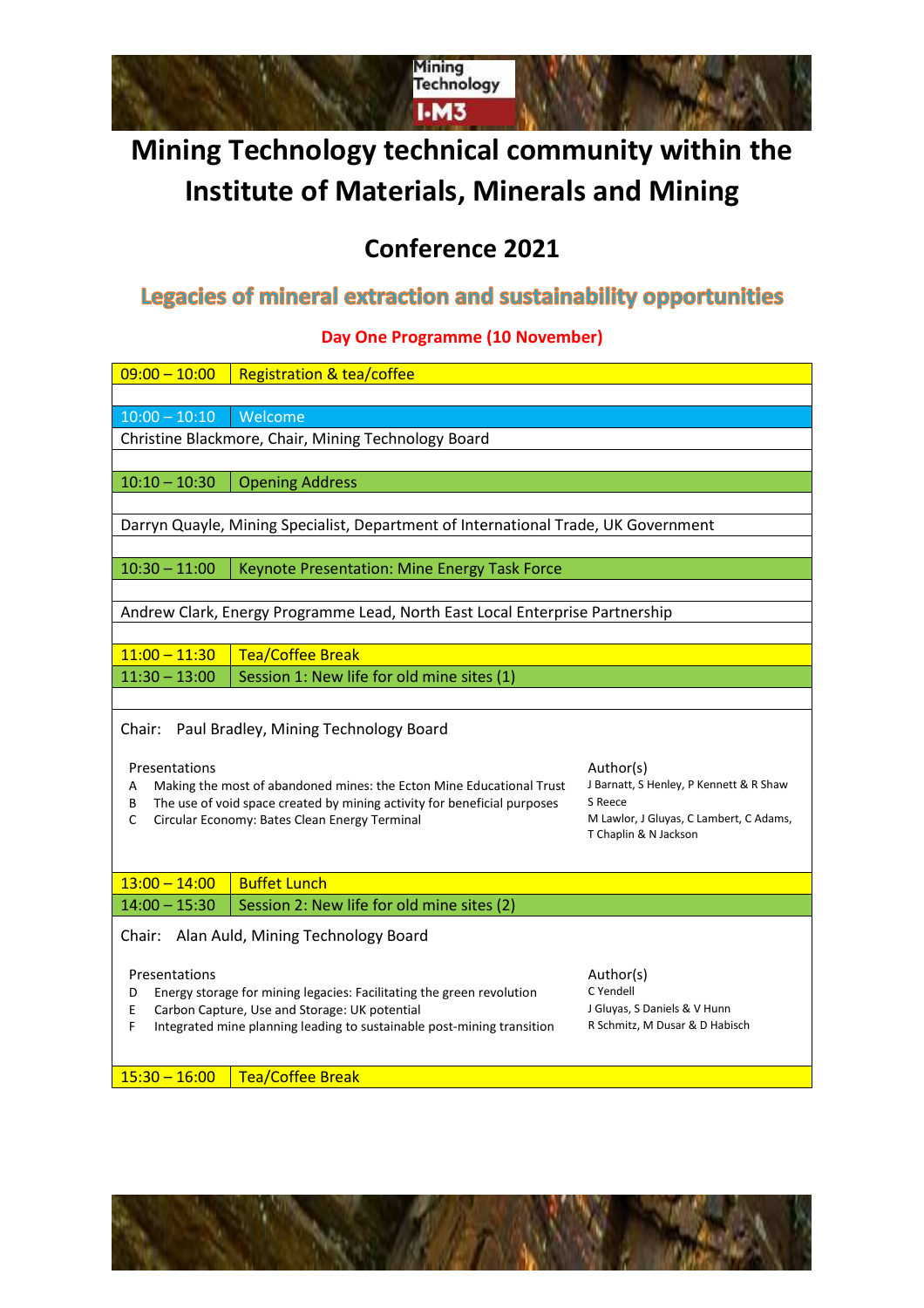# Mining Technology technical community within the Institute of Materials, Minerals and Mining

## Conference 2021

## Legacies of mineral extraction and sustainability opportunities

### Day One Programme (10 November)

| | |
|---|---|
| 09:00 – 10:00 | Registration & tea/coffee |
| 10:00 – 10:10 | Welcome |
| Christine Blackmore, Chair, Mining Technology Board | |
| 10:10 – 10:30 | Opening Address |
| Darryn Quayle, Mining Specialist, Department of International Trade, UK Government | |
| 10:30 – 11:00 | Keynote Presentation: Mine Energy Task Force |
| Andrew Clark, Energy Programme Lead, North East Local Enterprise Partnership | |
| 11:00 – 11:30 | Tea/Coffee Break |
| 11:30 – 13:00 | Session 1: New life for old mine sites (1) |

Chair: Paul Bradley, Mining Technology Board

| | Presentations | Author(s) |
|---|---|---|
| A | Making the most of abandoned mines: the Ecton Mine Educational Trust | J Barnatt, S Henley, P Kennett & R Shaw |
| B | The use of void space created by mining activity for beneficial purposes | S Reece |
| C | Circular Economy: Bates Clean Energy Terminal | M Lawlor, J Gluyas, C Lambert, C Adams, T Chaplin & N Jackson |

| | |
|---|---|
| 13:00 – 14:00 | Buffet Lunch |
| 14:00 – 15:30 | Session 2: New life for old mine sites (2) |

Chair: Alan Auld, Mining Technology Board

| | Presentations | Author(s) |
|---|---|---|
| D | Energy storage for mining legacies: Facilitating the green revolution | C Yendell |
| E | Carbon Capture, Use and Storage: UK potential | J Gluyas, S Daniels & V Hunn |
| F | Integrated mine planning leading to sustainable post-mining transition | R Schmitz, M Dusar & D Habisch |

| | |
|---|---|
| 15:30 – 16:00 | Tea/Coffee Break |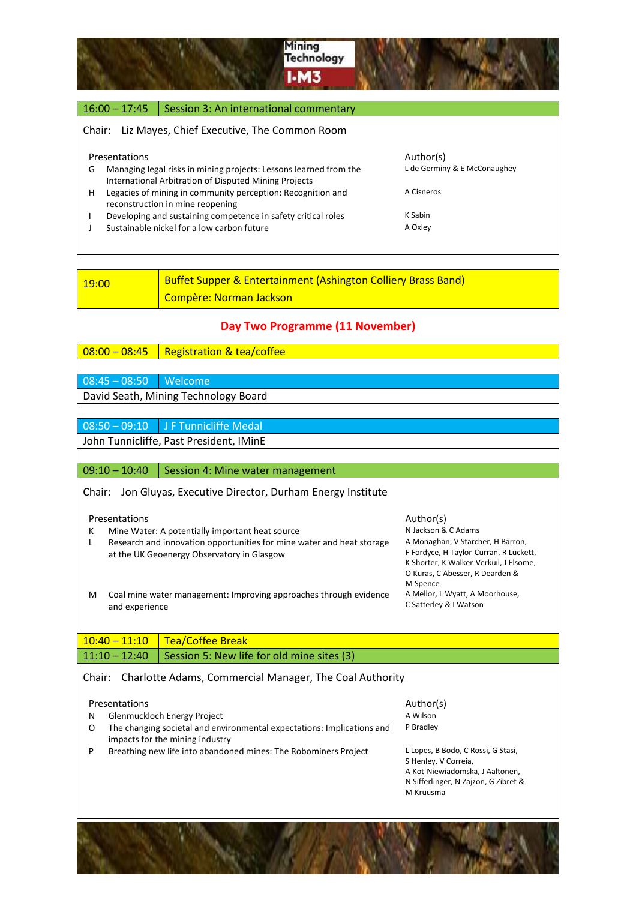**16:00 – 17:45 | Session 3: An international commentary**

Chair: Liz Mayes, Chief Executive, The Common Room

| | Presentations | Author(s) |
|---|---|---|
| G | Managing legal risks in mining projects: Lessons learned from the International Arbitration of Disputed Mining Projects | L de Germiny & E McConaughey |
| H | Legacies of mining in community perception: Recognition and reconstruction in mine reopening | A Cisneros |
| I | Developing and sustaining competence in safety critical roles | K Sabin |
| J | Sustainable nickel for a low carbon future | A Oxley |

**19:00 | Buffet Supper & Entertainment (Ashington Colliery Brass Band)**

Compère: Norman Jackson

## Day Two Programme (11 November)

**08:00 – 08:45 | Registration & tea/coffee**

**08:45 – 08:50 | Welcome**

David Seath, Mining Technology Board

**08:50 – 09:10 | J F Tunnicliffe Medal**

John Tunnicliffe, Past President, IMinE

**09:10 – 10:40 | Session 4: Mine water management**

Chair: Jon Gluyas, Executive Director, Durham Energy Institute

| | Presentations | Author(s) |
|---|---|---|
| K | Mine Water: A potentially important heat source | N Jackson & C Adams |
| L | Research and innovation opportunities for mine water and heat storage at the UK Geoenergy Observatory in Glasgow | A Monaghan, V Starcher, H Barron, F Fordyce, H Taylor-Curran, R Luckett, K Shorter, K Walker-Verkuil, J Elsome, O Kuras, C Abesser, R Dearden & M Spence |
| M | Coal mine water management: Improving approaches through evidence and experience | A Mellor, L Wyatt, A Moorhouse, C Satterley & I Watson |

**10:40 – 11:10 | Tea/Coffee Break**

**11:10 – 12:40 | Session 5: New life for old mine sites (3)**

Chair: Charlotte Adams, Commercial Manager, The Coal Authority

| | Presentations | Author(s) |
|---|---|---|
| N | Glenmuckloch Energy Project | A Wilson |
| O | The changing societal and environmental expectations: Implications and impacts for the mining industry | P Bradley |
| P | Breathing new life into abandoned mines: The Robominers Project | L Lopes, B Bodo, C Rossi, G Stasi, S Henley, V Correia, A Kot-Niewiadomska, J Aaltonen, N Sifferlinger, N Zajzon, G Zibret & M Kruusma |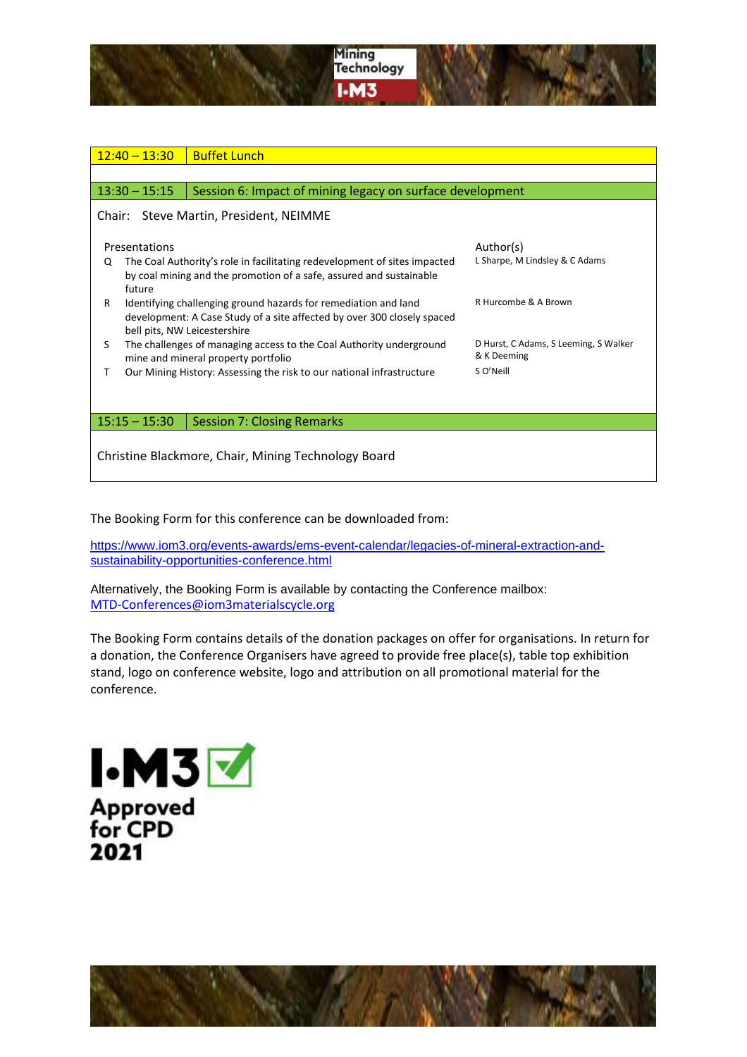| | |
|---|---|
| 12:40 – 13:30 | Buffet Lunch |

| | |
|---|---|
| 13:30 – 15:15 | Session 6: Impact of mining legacy on surface development |

Chair: Steve Martin, President, NEIMME

| | Presentations | Author(s) |
|---|---|---|
| Q | The Coal Authority's role in facilitating redevelopment of sites impacted by coal mining and the promotion of a safe, assured and sustainable future | L Sharpe, M Lindsley & C Adams |
| R | Identifying challenging ground hazards for remediation and land development: A Case Study of a site affected by over 300 closely spaced bell pits, NW Leicestershire | R Hurcombe & A Brown |
| S | The challenges of managing access to the Coal Authority underground mine and mineral property portfolio | D Hurst, C Adams, S Leeming, S Walker & K Deeming |
| T | Our Mining History: Assessing the risk to our national infrastructure | S O'Neill |

| | |
|---|---|
| 15:15 – 15:30 | Session 7: Closing Remarks |

Christine Blackmore, Chair, Mining Technology Board

The Booking Form for this conference can be downloaded from:

https://www.iom3.org/events-awards/ems-event-calendar/legacies-of-mineral-extraction-and-sustainability-opportunities-conference.html

Alternatively, the Booking Form is available by contacting the Conference mailbox: MTD-Conferences@iom3materialscycle.org

The Booking Form contains details of the donation packages on offer for organisations. In return for a donation, the Conference Organisers have agreed to provide free place(s), table top exhibition stand, logo on conference website, logo and attribution on all promotional material for the conference.

I·M3 Approved for CPD 2021